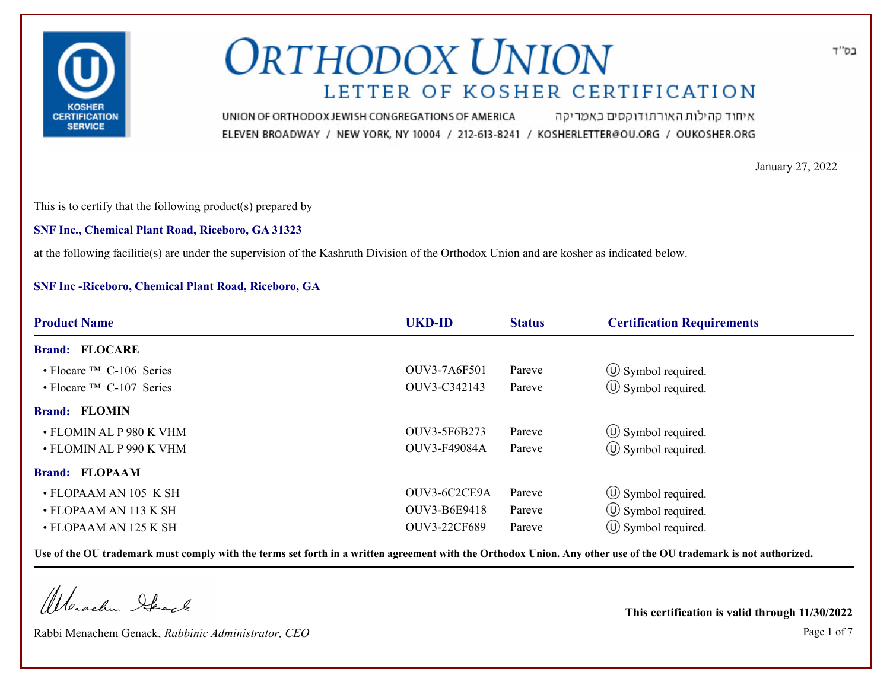בס"ד

# ORTHODOX UNION

## LETTER OF KOSHER CERTIFICATION

UNION OF ORTHODOX JEWISH CONGREGATIONS OF AMERICA איחוד קהילות האורתודוקסים באמריקה

ELEVEN BROADWAY / NEW YORK, NY 10004 / 212-613-8241 / KOSHERLETTER@OU.ORG / OUKOSHER.ORG

January 27, 2022

This is to certify that the following product(s) prepared by

**SNF Inc., Chemical Plant Road, Riceboro, GA 31323**

at the following facilitie(s) are under the supervision of the Kashruth Division of the Orthodox Union and are kosher as indicated below.

**SNF Inc -Riceboro, Chemical Plant Road, Riceboro, GA**

| Product Name | UKD-ID | Status | Certification Requirements |
|---|---|---|---|
| **Brand: FLOCARE** | | | |
| • Flocare ™ C-106 Series | OUV3-7A6F501 | Pareve | Ⓤ Symbol required. |
| • Flocare ™ C-107 Series | OUV3-C342143 | Pareve | Ⓤ Symbol required. |
| **Brand: FLOMIN** | | | |
| • FLOMIN AL P 980 K VHM | OUV3-5F6B273 | Pareve | Ⓤ Symbol required. |
| • FLOMIN AL P 990 K VHM | OUV3-F49084A | Pareve | Ⓤ Symbol required. |
| **Brand: FLOPAAM** | | | |
| • FLOPAAM AN 105 K SH | OUV3-6C2CE9A | Pareve | Ⓤ Symbol required. |
| • FLOPAAM AN 113 K SH | OUV3-B6E9418 | Pareve | Ⓤ Symbol required. |
| • FLOPAAM AN 125 K SH | OUV3-22CF689 | Pareve | Ⓤ Symbol required. |

**Use of the OU trademark must comply with the terms set forth in a written agreement with the Orthodox Union. Any other use of the OU trademark is not authorized.**

Rabbi Menachem Genack, *Rabbinic Administrator, CEO*

**This certification is valid through 11/30/2022**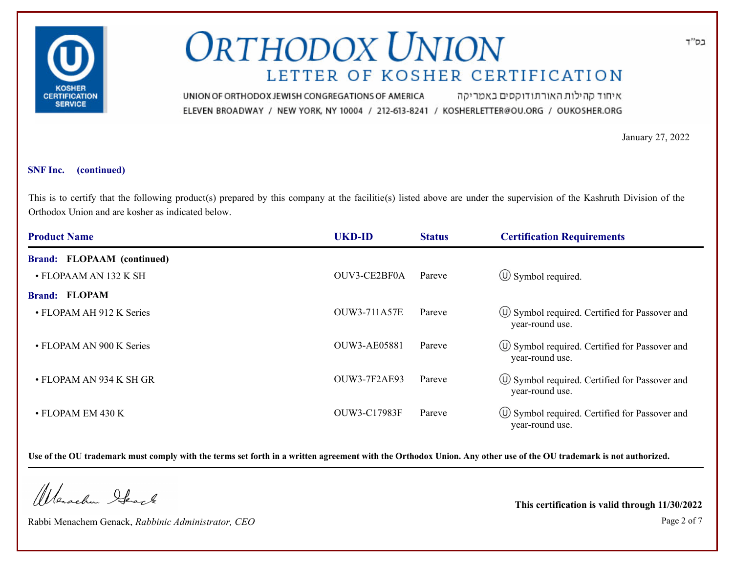# ORTHODOX UNION

## LETTER OF KOSHER CERTIFICATION

UNION OF ORTHODOX JEWISH CONGREGATIONS OF AMERICA איחוד קהילות האורתודוקסים באמריקה

ELEVEN BROADWAY / NEW YORK, NY 10004 / 212-613-8241 / KOSHERLETTER@OU.ORG / OUKOSHER.ORG

בס"ד

January 27, 2022

**SNF Inc. (continued)**

This is to certify that the following product(s) prepared by this company at the facilitie(s) listed above are under the supervision of the Kashruth Division of the Orthodox Union and are kosher as indicated below.

| Product Name | UKD-ID | Status | Certification Requirements |
|---|---|---|---|
| **Brand: FLOPAAM (continued)** | | | |
| • FLOPAAM AN 132 K SH | OUV3-CE2BF0A | Pareve | Ⓤ Symbol required. |
| **Brand: FLOPAM** | | | |
| • FLOPAM AH 912 K Series | OUW3-711A57E | Pareve | Ⓤ Symbol required. Certified for Passover and year-round use. |
| • FLOPAM AN 900 K Series | OUW3-AE05881 | Pareve | Ⓤ Symbol required. Certified for Passover and year-round use. |
| • FLOPAM AN 934 K SH GR | OUW3-7F2AE93 | Pareve | Ⓤ Symbol required. Certified for Passover and year-round use. |
| • FLOPAM EM 430 K | OUW3-C17983F | Pareve | Ⓤ Symbol required. Certified for Passover and year-round use. |

**Use of the OU trademark must comply with the terms set forth in a written agreement with the Orthodox Union. Any other use of the OU trademark is not authorized.**

Rabbi Menachem Genack, *Rabbinic Administrator, CEO*

**This certification is valid through 11/30/2022**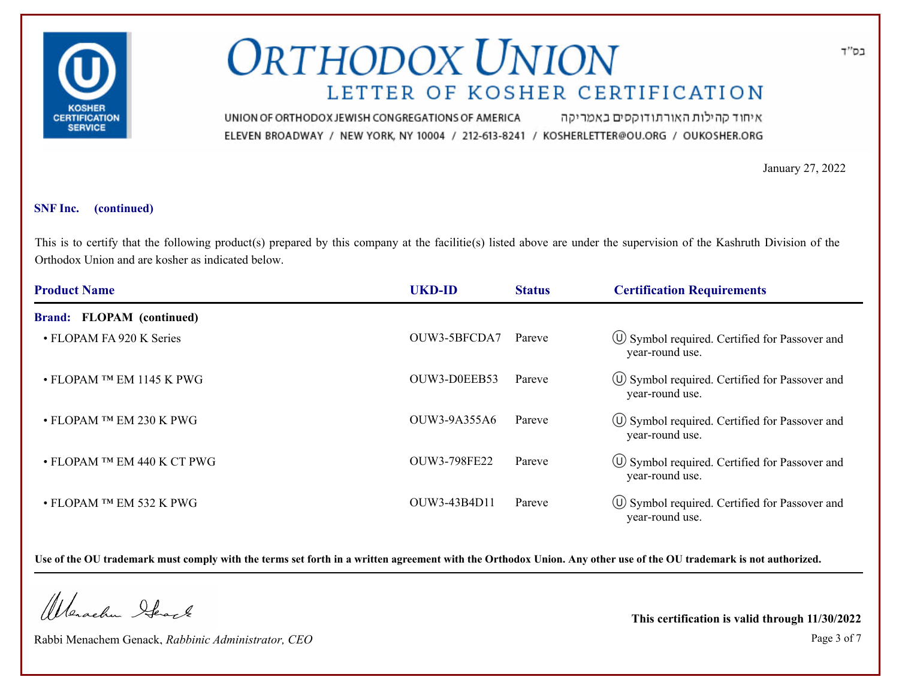# ORTHODOX UNION

## LETTER OF KOSHER CERTIFICATION

UNION OF ORTHODOX JEWISH CONGREGATIONS OF AMERICA איחוד קהילות האורתודוקסים באמריקה

ELEVEN BROADWAY / NEW YORK, NY 10004 / 212-613-8241 / KOSHERLETTER@OU.ORG / OUKOSHER.ORG

בס"ד

January 27, 2022

**SNF Inc. (continued)**

This is to certify that the following product(s) prepared by this company at the facilitie(s) listed above are under the supervision of the Kashruth Division of the Orthodox Union and are kosher as indicated below.

| Product Name | UKD-ID | Status | Certification Requirements |
|---|---|---|---|
| **Brand: FLOPAM (continued)** | | | |
| • FLOPAM FA 920 K Series | OUW3-5BFCDA7 | Pareve | Ⓤ Symbol required. Certified for Passover and year-round use. |
| • FLOPAM ™ EM 1145 K PWG | OUW3-D0EEB53 | Pareve | Ⓤ Symbol required. Certified for Passover and year-round use. |
| • FLOPAM ™ EM 230 K PWG | OUW3-9A355A6 | Pareve | Ⓤ Symbol required. Certified for Passover and year-round use. |
| • FLOPAM ™ EM 440 K CT PWG | OUW3-798FE22 | Pareve | Ⓤ Symbol required. Certified for Passover and year-round use. |
| • FLOPAM ™ EM 532 K PWG | OUW3-43B4D11 | Pareve | Ⓤ Symbol required. Certified for Passover and year-round use. |

**Use of the OU trademark must comply with the terms set forth in a written agreement with the Orthodox Union. Any other use of the OU trademark is not authorized.**

Rabbi Menachem Genack, *Rabbinic Administrator, CEO*

**This certification is valid through 11/30/2022**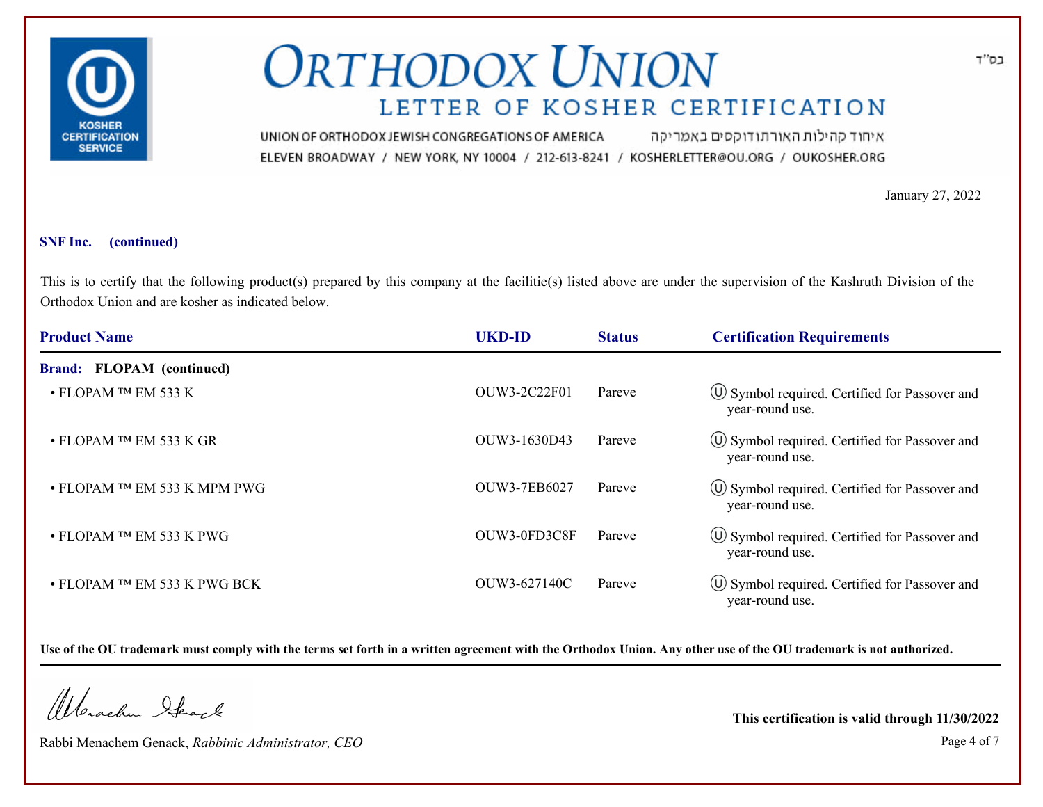בס"ד

# ORTHODOX UNION

## LETTER OF KOSHER CERTIFICATION

UNION OF ORTHODOX JEWISH CONGREGATIONS OF AMERICA איחוד קהילות האורתודוקסים באמריקה

ELEVEN BROADWAY / NEW YORK, NY 10004 / 212-613-8241 / KOSHERLETTER@OU.ORG / OUKOSHER.ORG

January 27, 2022

**SNF Inc. (continued)**

This is to certify that the following product(s) prepared by this company at the facilitie(s) listed above are under the supervision of the Kashruth Division of the Orthodox Union and are kosher as indicated below.

| Product Name | UKD-ID | Status | Certification Requirements |
|---|---|---|---|
| **Brand: FLOPAM (continued)** | | | |
| • FLOPAM ™ EM 533 K | OUW3-2C22F01 | Pareve | Ⓤ Symbol required. Certified for Passover and year-round use. |
| • FLOPAM ™ EM 533 K GR | OUW3-1630D43 | Pareve | Ⓤ Symbol required. Certified for Passover and year-round use. |
| • FLOPAM ™ EM 533 K MPM PWG | OUW3-7EB6027 | Pareve | Ⓤ Symbol required. Certified for Passover and year-round use. |
| • FLOPAM ™ EM 533 K PWG | OUW3-0FD3C8F | Pareve | Ⓤ Symbol required. Certified for Passover and year-round use. |
| • FLOPAM ™ EM 533 K PWG BCK | OUW3-627140C | Pareve | Ⓤ Symbol required. Certified for Passover and year-round use. |

**Use of the OU trademark must comply with the terms set forth in a written agreement with the Orthodox Union. Any other use of the OU trademark is not authorized.**

Rabbi Menachem Genack, *Rabbinic Administrator, CEO*

**This certification is valid through 11/30/2022**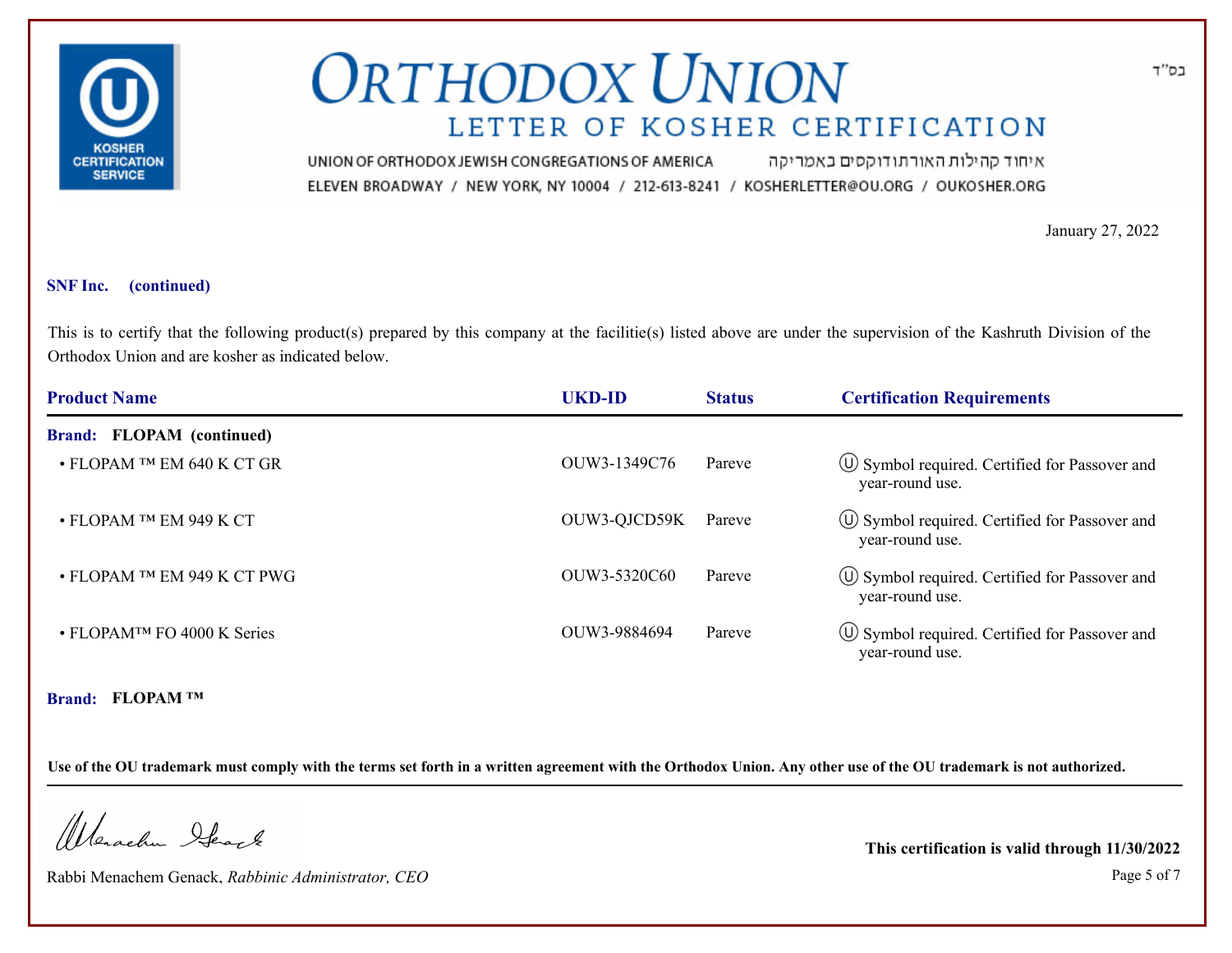# ORTHODOX UNION

## LETTER OF KOSHER CERTIFICATION

UNION OF ORTHODOX JEWISH CONGREGATIONS OF AMERICA איחוד קהילות האורתודוקסים באמריקה

ELEVEN BROADWAY / NEW YORK, NY 10004 / 212-613-8241 / KOSHERLETTER@OU.ORG / OUKOSHER.ORG

בס"ד

January 27, 2022

**SNF Inc. (continued)**

This is to certify that the following product(s) prepared by this company at the facilitie(s) listed above are under the supervision of the Kashruth Division of the Orthodox Union and are kosher as indicated below.

| Product Name | UKD-ID | Status | Certification Requirements |
|---|---|---|---|
| **Brand: FLOPAM (continued)** | | | |
| • FLOPAM ™ EM 640 K CT GR | OUW3-1349C76 | Pareve | Ⓤ Symbol required. Certified for Passover and year-round use. |
| • FLOPAM ™ EM 949 K CT | OUW3-QJCD59K | Pareve | Ⓤ Symbol required. Certified for Passover and year-round use. |
| • FLOPAM ™ EM 949 K CT PWG | OUW3-5320C60 | Pareve | Ⓤ Symbol required. Certified for Passover and year-round use. |
| • FLOPAM™ FO 4000 K Series | OUW3-9884694 | Pareve | Ⓤ Symbol required. Certified for Passover and year-round use. |
| **Brand: FLOPAM ™** | | | |

**Use of the OU trademark must comply with the terms set forth in a written agreement with the Orthodox Union. Any other use of the OU trademark is not authorized.**

Rabbi Menachem Genack, *Rabbinic Administrator, CEO*

**This certification is valid through 11/30/2022**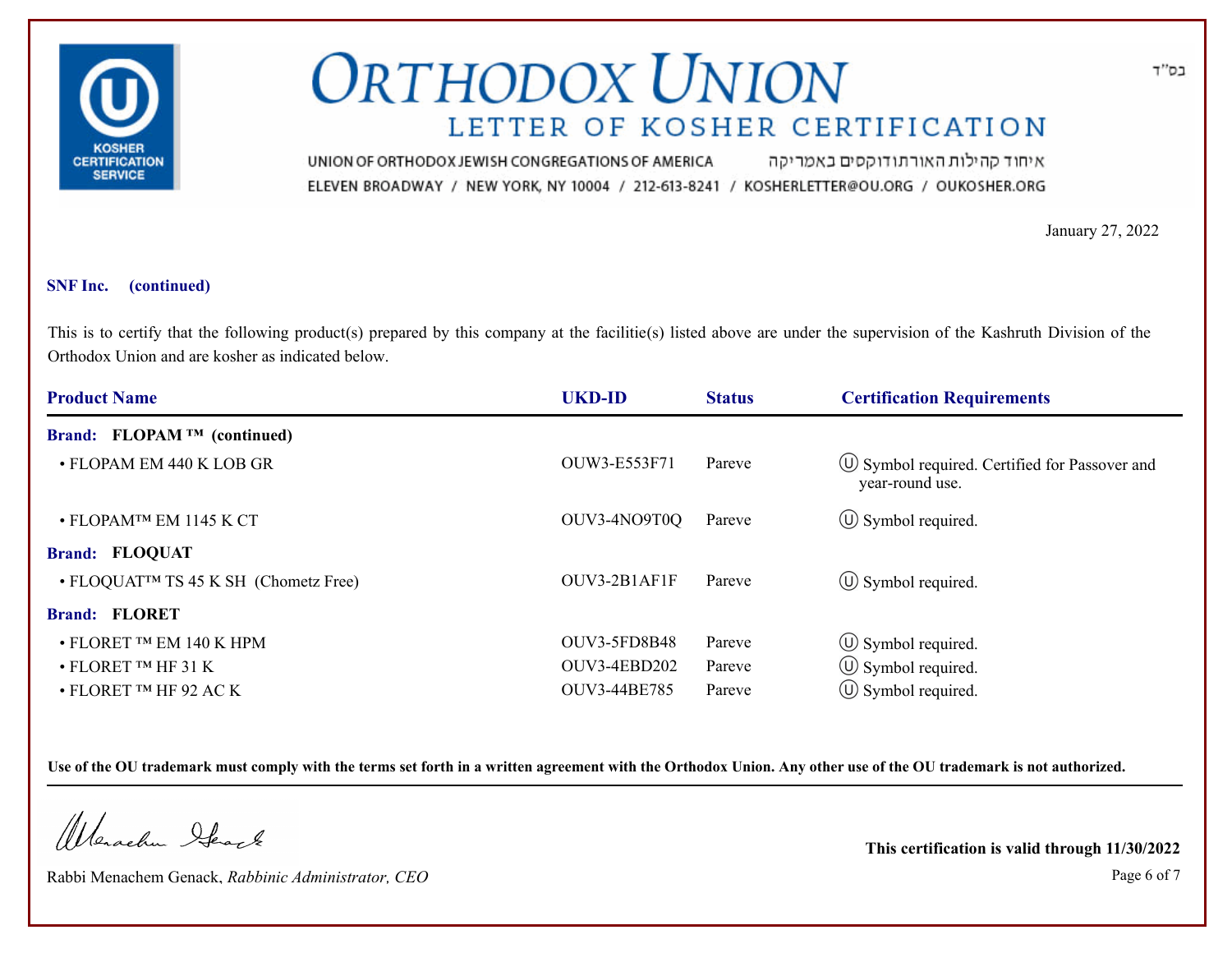# ORTHODOX UNION

## LETTER OF KOSHER CERTIFICATION

UNION OF ORTHODOX JEWISH CONGREGATIONS OF AMERICA איחוד קהילות האורתודוקסים באמריקה
ELEVEN BROADWAY / NEW YORK, NY 10004 / 212-613-8241 / KOSHERLETTER@OU.ORG / OUKOSHER.ORG

בס"ד

January 27, 2022

**SNF Inc. (continued)**

This is to certify that the following product(s) prepared by this company at the facilitie(s) listed above are under the supervision of the Kashruth Division of the Orthodox Union and are kosher as indicated below.

| Product Name | UKD-ID | Status | Certification Requirements |
|---|---|---|---|
| **Brand: FLOPAM ™ (continued)** | | | |
| • FLOPAM EM 440 K LOB GR | OUW3-E553F71 | Pareve | Ⓤ Symbol required. Certified for Passover and year-round use. |
| • FLOPAM™ EM 1145 K CT | OUV3-4NO9T0Q | Pareve | Ⓤ Symbol required. |
| **Brand: FLOQUAT** | | | |
| • FLOQUAT™ TS 45 K SH (Chometz Free) | OUV3-2B1AF1F | Pareve | Ⓤ Symbol required. |
| **Brand: FLORET** | | | |
| • FLORET ™ EM 140 K HPM | OUV3-5FD8B48 | Pareve | Ⓤ Symbol required. |
| • FLORET ™ HF 31 K | OUV3-4EBD202 | Pareve | Ⓤ Symbol required. |
| • FLORET ™ HF 92 AC K | OUV3-44BE785 | Pareve | Ⓤ Symbol required. |

**Use of the OU trademark must comply with the terms set forth in a written agreement with the Orthodox Union. Any other use of the OU trademark is not authorized.**

Rabbi Menachem Genack, *Rabbinic Administrator, CEO*

**This certification is valid through 11/30/2022**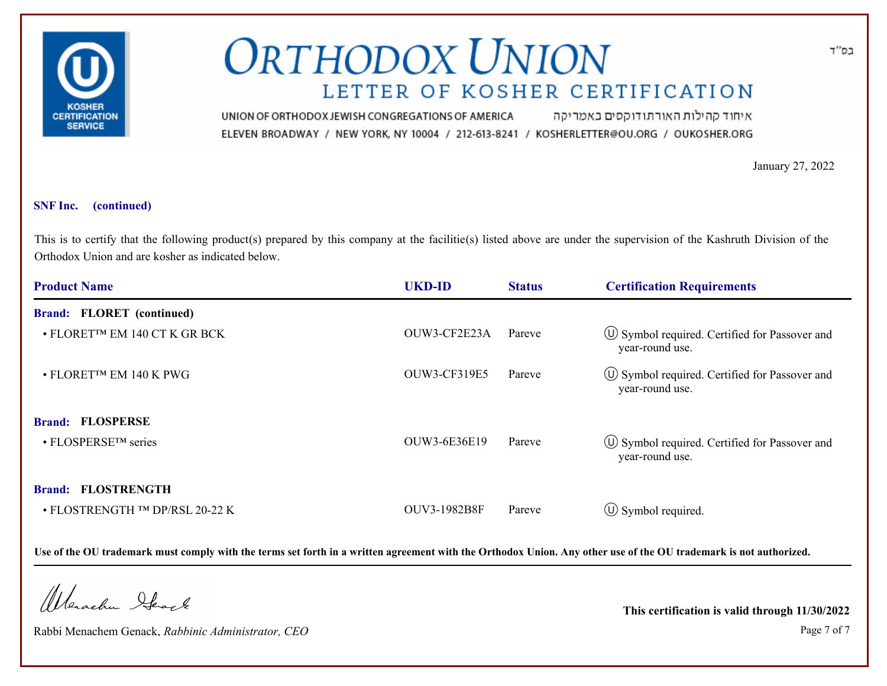# ORTHODOX UNION

## LETTER OF KOSHER CERTIFICATION

בס"ד

UNION OF ORTHODOX JEWISH CONGREGATIONS OF AMERICA איחוד קהילות האורתודוקסים באמריקה

ELEVEN BROADWAY / NEW YORK, NY 10004 / 212-613-8241 / KOSHERLETTER@OU.ORG / OUKOSHER.ORG

KOSHER CERTIFICATION SERVICE

January 27, 2022

**SNF Inc. (continued)**

This is to certify that the following product(s) prepared by this company at the facilitie(s) listed above are under the supervision of the Kashruth Division of the Orthodox Union and are kosher as indicated below.

| Product Name | UKD-ID | Status | Certification Requirements |
|---|---|---|---|
| **Brand: FLORET (continued)** | | | |
| • FLORET™ EM 140 CT K GR BCK | OUW3-CF2E23A | Pareve | Ⓤ Symbol required. Certified for Passover and year-round use. |
| • FLORET™ EM 140 K PWG | OUW3-CF319E5 | Pareve | Ⓤ Symbol required. Certified for Passover and year-round use. |
| **Brand: FLOSPERSE** | | | |
| • FLOSPERSE™ series | OUW3-6E36E19 | Pareve | Ⓤ Symbol required. Certified for Passover and year-round use. |
| **Brand: FLOSTRENGTH** | | | |
| • FLOSTRENGTH ™ DP/RSL 20-22 K | OUV3-1982B8F | Pareve | Ⓤ Symbol required. |

**Use of the OU trademark must comply with the terms set forth in a written agreement with the Orthodox Union. Any other use of the OU trademark is not authorized.**

Rabbi Menachem Genack, *Rabbinic Administrator, CEO*

**This certification is valid through 11/30/2022**